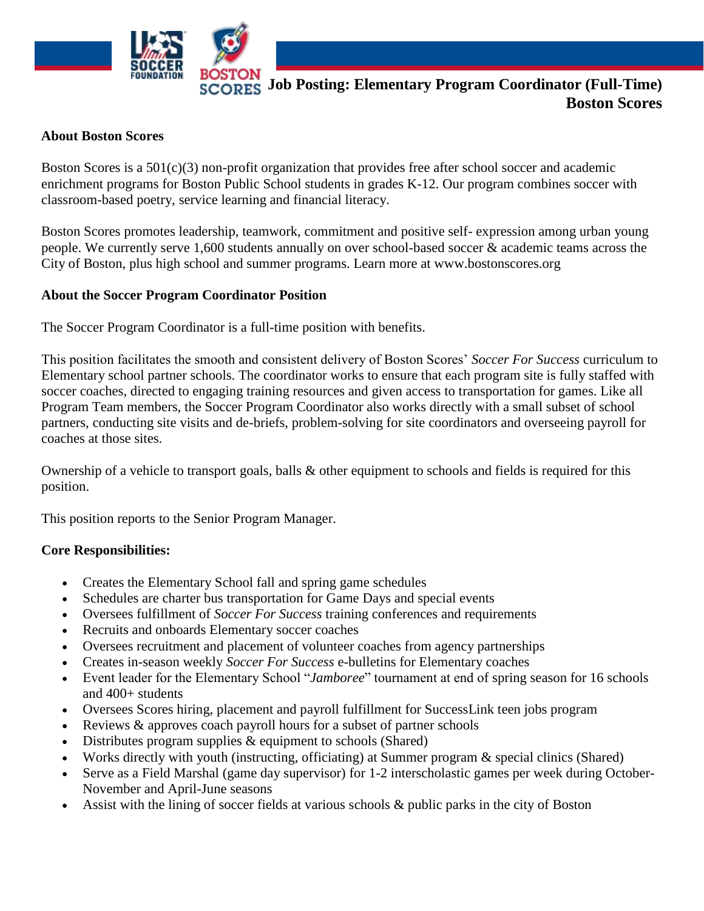# Job Posting: Elementary Program Coordinator (Full-Time)
## Boston Scores

**About Boston Scores**

Boston Scores is a 501(c)(3) non-profit organization that provides free after school soccer and academic enrichment programs for Boston Public School students in grades K-12. Our program combines soccer with classroom-based poetry, service learning and financial literacy.

Boston Scores promotes leadership, teamwork, commitment and positive self- expression among urban young people. We currently serve 1,600 students annually on over school-based soccer & academic teams across the City of Boston, plus high school and summer programs. Learn more at www.bostonscores.org

**About the Soccer Program Coordinator Position**

The Soccer Program Coordinator is a full-time position with benefits.

This position facilitates the smooth and consistent delivery of Boston Scores' *Soccer For Success* curriculum to Elementary school partner schools. The coordinator works to ensure that each program site is fully staffed with soccer coaches, directed to engaging training resources and given access to transportation for games. Like all Program Team members, the Soccer Program Coordinator also works directly with a small subset of school partners, conducting site visits and de-briefs, problem-solving for site coordinators and overseeing payroll for coaches at those sites.

Ownership of a vehicle to transport goals, balls & other equipment to schools and fields is required for this position.

This position reports to the Senior Program Manager.

**Core Responsibilities:**

- Creates the Elementary School fall and spring game schedules
- Schedules are charter bus transportation for Game Days and special events
- Oversees fulfillment of *Soccer For Success* training conferences and requirements
- Recruits and onboards Elementary soccer coaches
- Oversees recruitment and placement of volunteer coaches from agency partnerships
- Creates in-season weekly *Soccer For Success* e-bulletins for Elementary coaches
- Event leader for the Elementary School "*Jamboree*" tournament at end of spring season for 16 schools and 400+ students
- Oversees Scores hiring, placement and payroll fulfillment for SuccessLink teen jobs program
- Reviews & approves coach payroll hours for a subset of partner schools
- Distributes program supplies & equipment to schools (Shared)
- Works directly with youth (instructing, officiating) at Summer program & special clinics (Shared)
- Serve as a Field Marshal (game day supervisor) for 1-2 interscholastic games per week during October-November and April-June seasons
- Assist with the lining of soccer fields at various schools & public parks in the city of Boston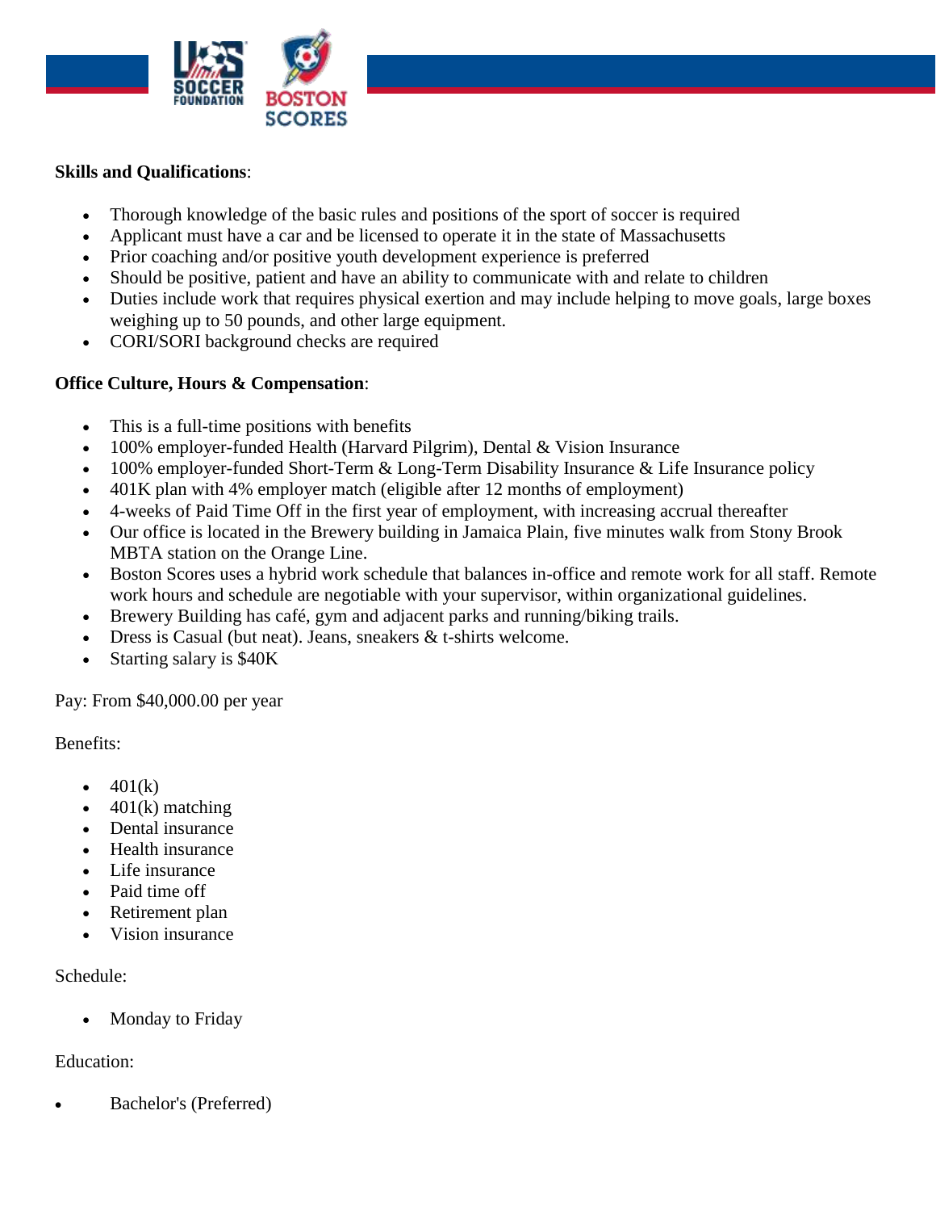**Skills and Qualifications**:

- Thorough knowledge of the basic rules and positions of the sport of soccer is required
- Applicant must have a car and be licensed to operate it in the state of Massachusetts
- Prior coaching and/or positive youth development experience is preferred
- Should be positive, patient and have an ability to communicate with and relate to children
- Duties include work that requires physical exertion and may include helping to move goals, large boxes weighing up to 50 pounds, and other large equipment.
- CORI/SORI background checks are required

**Office Culture, Hours & Compensation**:

- This is a full-time positions with benefits
- 100% employer-funded Health (Harvard Pilgrim), Dental & Vision Insurance
- 100% employer-funded Short-Term & Long-Term Disability Insurance & Life Insurance policy
- 401K plan with 4% employer match (eligible after 12 months of employment)
- 4-weeks of Paid Time Off in the first year of employment, with increasing accrual thereafter
- Our office is located in the Brewery building in Jamaica Plain, five minutes walk from Stony Brook MBTA station on the Orange Line.
- Boston Scores uses a hybrid work schedule that balances in-office and remote work for all staff. Remote work hours and schedule are negotiable with your supervisor, within organizational guidelines.
- Brewery Building has café, gym and adjacent parks and running/biking trails.
- Dress is Casual (but neat). Jeans, sneakers & t-shirts welcome.
- Starting salary is $40K

Pay: From $40,000.00 per year

Benefits:

- 401(k)
- 401(k) matching
- Dental insurance
- Health insurance
- Life insurance
- Paid time off
- Retirement plan
- Vision insurance

Schedule:

- Monday to Friday

Education:

- Bachelor's (Preferred)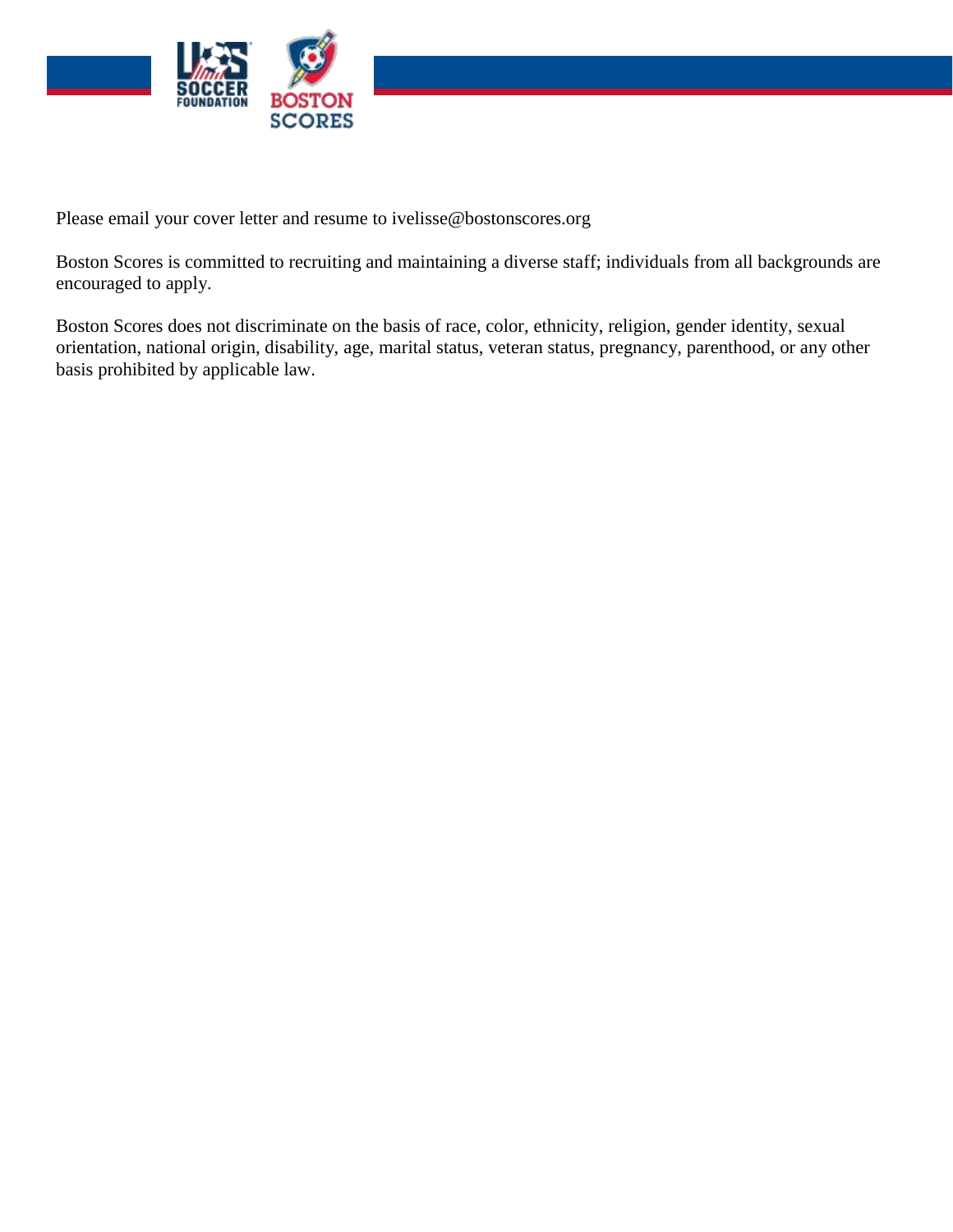Please email your cover letter and resume to ivelisse@bostonscores.org

Boston Scores is committed to recruiting and maintaining a diverse staff; individuals from all backgrounds are encouraged to apply.

Boston Scores does not discriminate on the basis of race, color, ethnicity, religion, gender identity, sexual orientation, national origin, disability, age, marital status, veteran status, pregnancy, parenthood, or any other basis prohibited by applicable law.